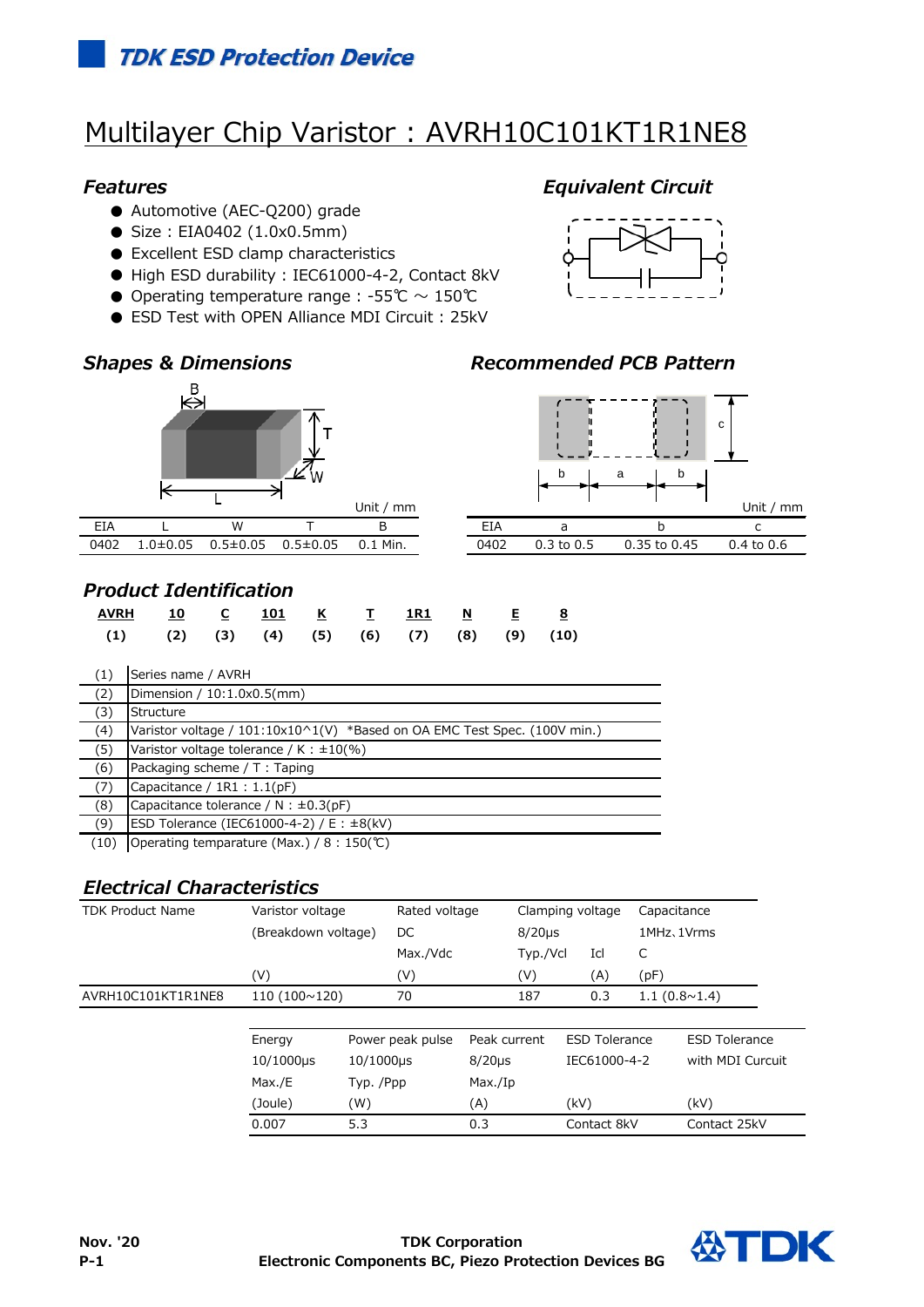TDK ESD Protection Device

# Multilayer Chip Varistor : AVRH10C101KT1R1NE8

## Features

- Automotive (AEC-Q200) grade
- Size : EIA0402 (1.0x0.5mm)
- Excellent ESD clamp characteristics
- High ESD durability : IEC61000-4-2, Contact 8kV
- Operating temperature range : -55℃ ～ 150℃
- ESD Test with OPEN Alliance MDI Circuit : 25kV

## Equivalent Circuit

## Shapes & Dimensions

Unit / mm

| EIA | L | W | T | B |
|---|---|---|---|---|
| 0402 | 1.0±0.05 | 0.5±0.05 | 0.5±0.05 | 0.1 Min. |

## Recommended PCB Pattern

Unit / mm

| EIA | a | b | c |
|---|---|---|---|
| 0402 | 0.3 to 0.5 | 0.35 to 0.45 | 0.4 to 0.6 |

## Product Identification

| AVRH | 10 | C | 101 | K | T | 1R1 | N | E | 8 |
|---|---|---|---|---|---|---|---|---|---|
| (1) | (2) | (3) | (4) | (5) | (6) | (7) | (8) | (9) | (10) |

| | |
|---|---|
| (1) | Series name / AVRH |
| (2) | Dimension / 10:1.0x0.5(mm) |
| (3) | Structure |
| (4) | Varistor voltage / 101:10x10^1(V) *Based on OA EMC Test Spec. (100V min.) |
| (5) | Varistor voltage tolerance / K : ±10(%) |
| (6) | Packaging scheme / T : Taping |
| (7) | Capacitance / 1R1 : 1.1(pF) |
| (8) | Capacitance tolerance / N : ±0.3(pF) |
| (9) | ESD Tolerance (IEC61000-4-2) / E : ±8(kV) |
| (10) | Operating temparature (Max.) / 8 : 150(℃) |

## Electrical Characteristics

| TDK Product Name | Varistor voltage (Breakdown voltage) | Rated voltage DC Max./Vdc | Clamping voltage 8/20μs Typ./Vcl | Icl | Capacitance 1MHz、1Vrms C |
|---|---|---|---|---|---|
| | (V) | (V) | (V) | (A) | (pF) |
| AVRH10C101KT1R1NE8 | 110 (100~120) | 70 | 187 | 0.3 | 1.1 (0.8~1.4) |

| Energy 10/1000μs Max./E | Power peak pulse 10/1000μs Typ. /Ppp | Peak current 8/20μs Max./Ip | ESD Tolerance IEC61000-4-2 | ESD Tolerance with MDI Curcuit |
|---|---|---|---|---|
| (Joule) | (W) | (A) | (kV) | (kV) |
| 0.007 | 5.3 | 0.3 | Contact 8kV | Contact 25kV |

Nov. '20

TDK Corporation
Electronic Components BC, Piezo Protection Devices BG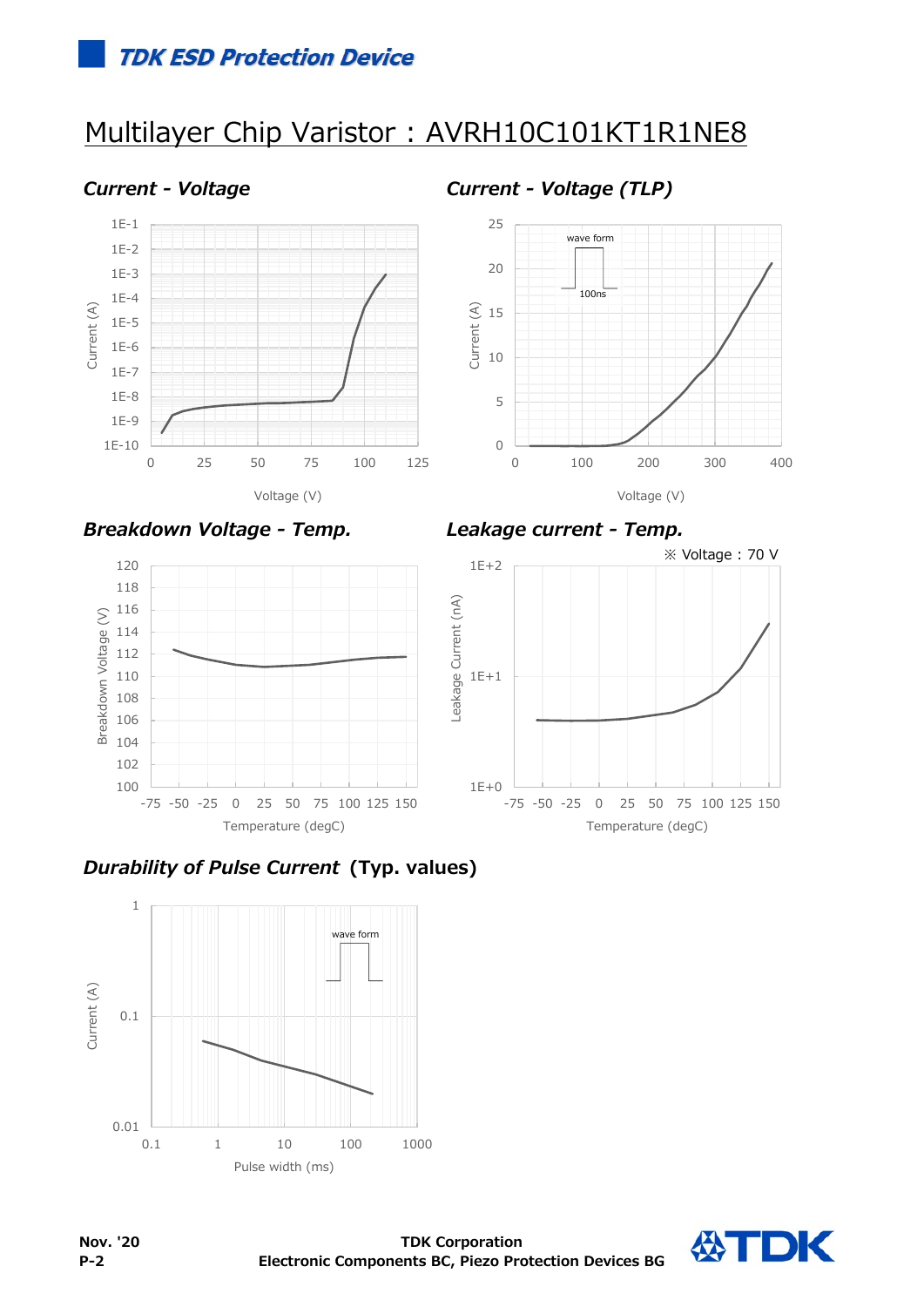# TDK ESD Protection Device

## Multilayer Chip Varistor : AVRH10C101KT1R1NE8

### *Current - Voltage*

Current (A): 1E-10, 1E-9, 1E-8, 1E-7, 1E-6, 1E-5, 1E-4, 1E-3, 1E-2, 1E-1

Voltage (V): 0, 25, 50, 75, 100, 125

### *Current - Voltage (TLP)*

wave form

100ns

Current (A): 0, 5, 10, 15, 20, 25

Voltage (V): 0, 100, 200, 300, 400

### *Breakdown Voltage - Temp.*

Breakdown Voltage (V): 100, 102, 104, 106, 108, 110, 112, 114, 116, 118, 120

Temperature (degC): -75, -50, -25, 0, 25, 50, 75, 100, 125, 150

### *Leakage current - Temp.*

※ Voltage : 70 V

Leakage Current (nA): 1E+0, 1E+1, 1E+2

Temperature (degC): -75, -50, -25, 0, 25, 50, 75, 100, 125, 150

### *Durability of Pulse Current* (Typ. values)

wave form

Current (A): 0.01, 0.1, 1

Pulse width (ms): 0.1, 1, 10, 100, 1000

Nov. '20

TDK Corporation
Electronic Components BC, Piezo Protection Devices BG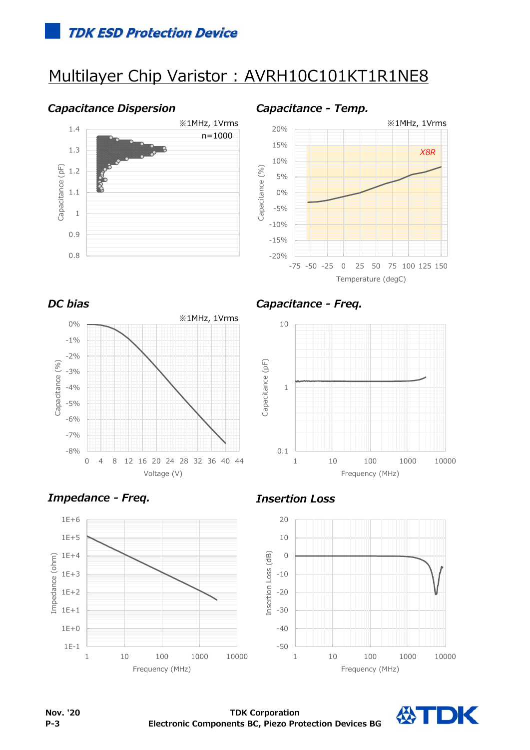## Multilayer Chip Varistor : AVRH10C101KT1R1NE8

### Capacitance Dispersion

※1MHz, 1Vrms

n=1000

Capacitance (pF)

### Capacitance - Temp.

※1MHz, 1Vrms

X8R

Capacitance (%)

Temperature (degC)

### DC bias

※1MHz, 1Vrms

Capacitance (%)

Voltage (V)

### Capacitance - Freq.

Capacitance (pF)

Frequency (MHz)

### Impedance - Freq.

Impedance (ohm)

Frequency (MHz)

### Insertion Loss

Insertion Loss (dB)

Frequency (MHz)

Nov. '20

P-3

TDK Corporation

Electronic Components BC, Piezo Protection Devices BG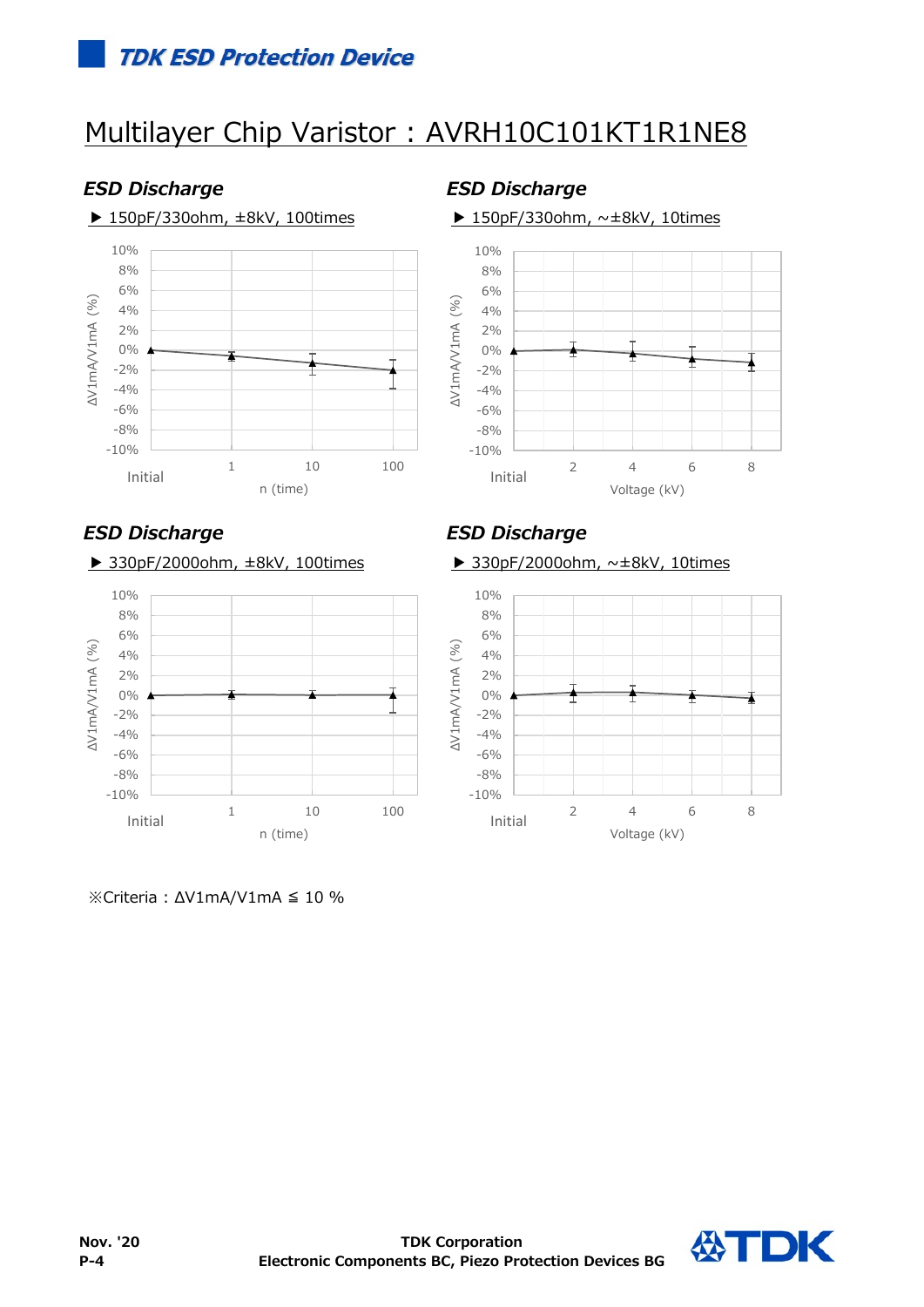# Multilayer Chip Varistor : AVRH10C101KT1R1NE8

### *ESD Discharge*

▶ 150pF/330ohm, ±8kV, 100times

ΔV1mA/V1mA (%)

10%
8%
6%
4%
2%
0%
-2%
-4%
-6%
-8%
-10%

Initial 1 10 100

n (time)

### *ESD Discharge*

▶ 150pF/330ohm, ~±8kV, 10times

ΔV1mA/V1mA (%)

10%
8%
6%
4%
2%
0%
-2%
-4%
-6%
-8%
-10%

Initial 2 4 6 8

Voltage (kV)

### *ESD Discharge*

▶ 330pF/2000ohm, ±8kV, 100times

ΔV1mA/V1mA (%)

10%
8%
6%
4%
2%
0%
-2%
-4%
-6%
-8%
-10%

Initial 1 10 100

n (time)

### *ESD Discharge*

▶ 330pF/2000ohm, ~±8kV, 10times

ΔV1mA/V1mA (%)

10%
8%
6%
4%
2%
0%
-2%
-4%
-6%
-8%
-10%

Initial 2 4 6 8

Voltage (kV)

※Criteria : ΔV1mA/V1mA ≦ 10 %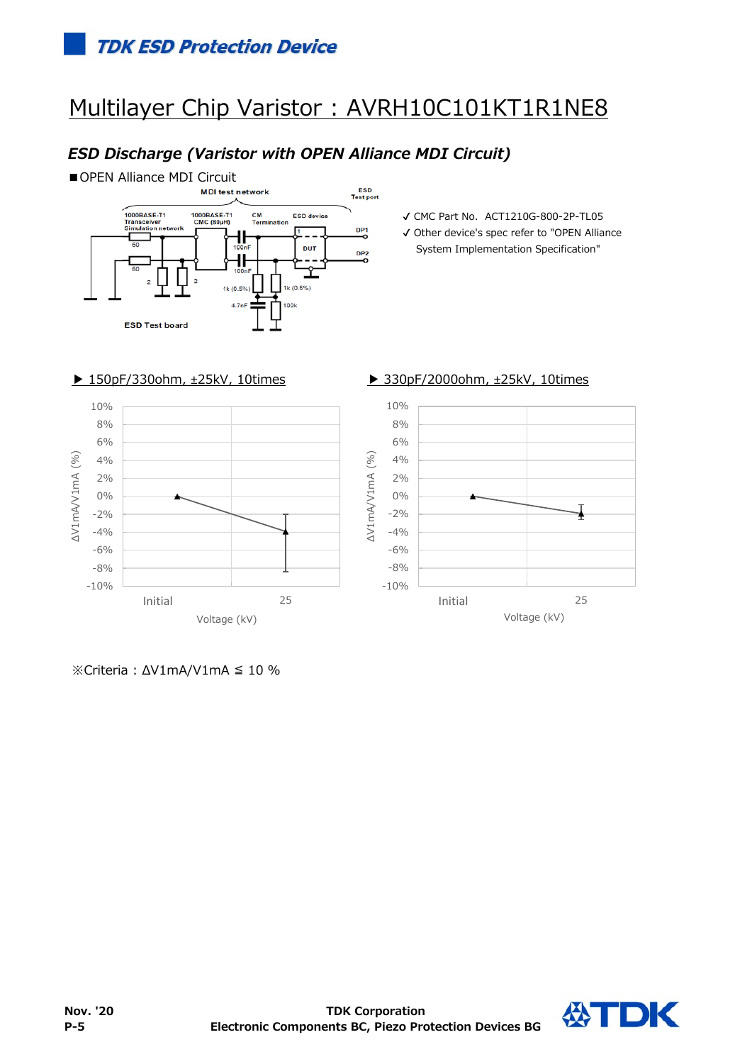# Multilayer Chip Varistor : AVRH10C101KT1R1NE8

## *ESD Discharge (Varistor with OPEN Alliance MDI Circuit)*

■OPEN Alliance MDI Circuit

MDI test network

ESD Test port

1000BASE-T1 Transceiver Simulation network

1000BASE-T1 CMC (80μH)

CM Termination

ESD device

DP1

DP2

DUT

50

50

2

2

100nF

100nF

1k (0.5%)

1k (0.5%)

4.7nF

100k

ESD Test board

✓ CMC Part No. ACT1210G-800-2P-TL05

✓ Other device's spec refer to "OPEN Alliance System Implementation Specification"

▶ 150pF/330ohm, ±25kV, 10times

ΔV1mA/V1mA (%)

10%
8%
6%
4%
2%
0%
-2%
-4%
-6%
-8%
-10%

Initial
25

Voltage (kV)

▶ 330pF/2000ohm, ±25kV, 10times

ΔV1mA/V1mA (%)

10%
8%
6%
4%
2%
0%
-2%
-4%
-6%
-8%
-10%

Initial
25

Voltage (kV)

※Criteria : ΔV1mA/V1mA ≦ 10 %